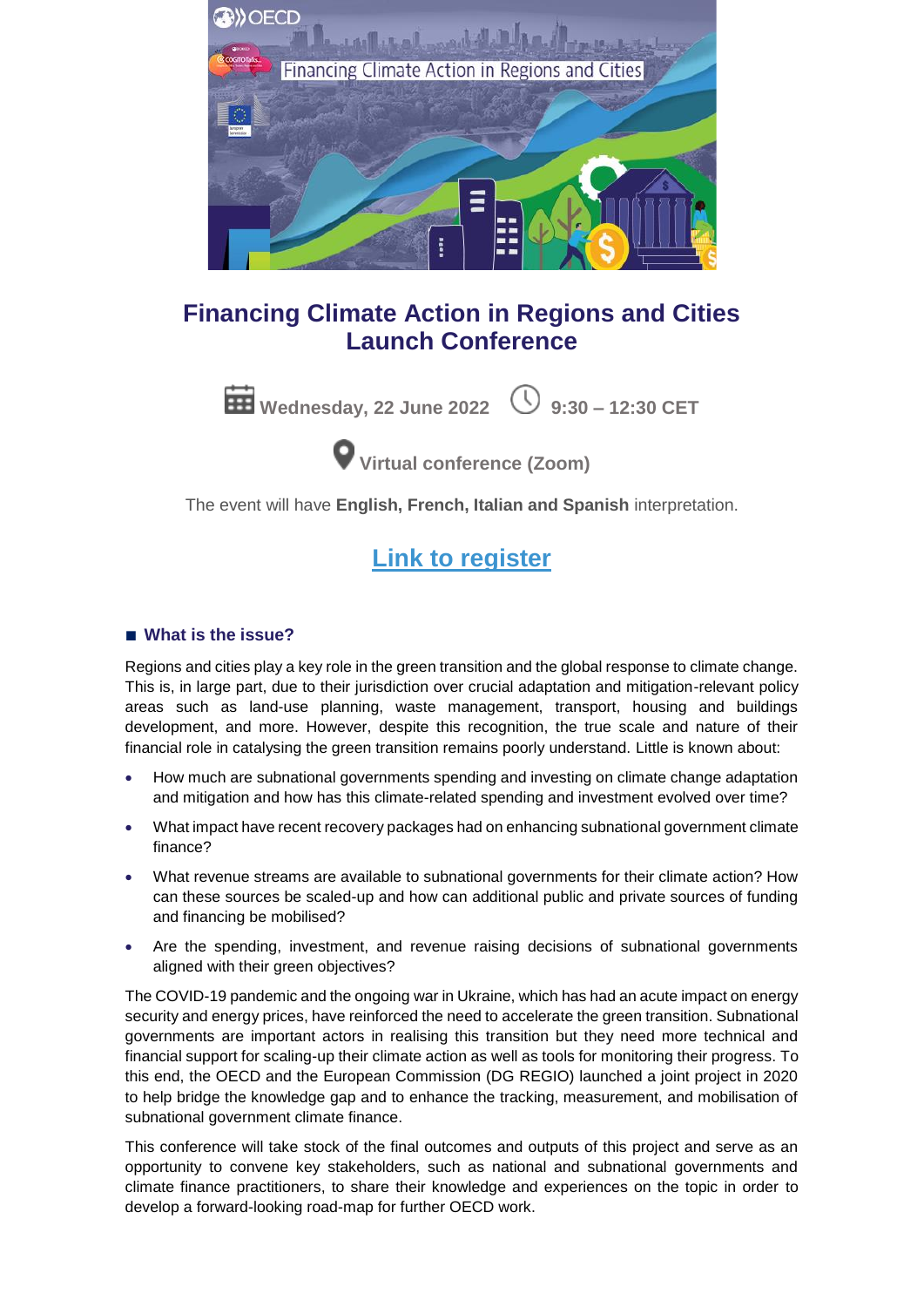# Financing Climate Action in Regions and Cities Launch Conference

**Wednesday, 22 June 2022** **9:30 – 12:30 CET**

**Virtual conference (Zoom)**

The event will have **English, French, Italian and Spanish** interpretation.

## Link to register

### ■ What is the issue?

Regions and cities play a key role in the green transition and the global response to climate change. This is, in large part, due to their jurisdiction over crucial adaptation and mitigation-relevant policy areas such as land-use planning, waste management, transport, housing and buildings development, and more. However, despite this recognition, the true scale and nature of their financial role in catalysing the green transition remains poorly understand. Little is known about:

- How much are subnational governments spending and investing on climate change adaptation and mitigation and how has this climate-related spending and investment evolved over time?
- What impact have recent recovery packages had on enhancing subnational government climate finance?
- What revenue streams are available to subnational governments for their climate action? How can these sources be scaled-up and how can additional public and private sources of funding and financing be mobilised?
- Are the spending, investment, and revenue raising decisions of subnational governments aligned with their green objectives?

The COVID-19 pandemic and the ongoing war in Ukraine, which has had an acute impact on energy security and energy prices, have reinforced the need to accelerate the green transition. Subnational governments are important actors in realising this transition but they need more technical and financial support for scaling-up their climate action as well as tools for monitoring their progress. To this end, the OECD and the European Commission (DG REGIO) launched a joint project in 2020 to help bridge the knowledge gap and to enhance the tracking, measurement, and mobilisation of subnational government climate finance.

This conference will take stock of the final outcomes and outputs of this project and serve as an opportunity to convene key stakeholders, such as national and subnational governments and climate finance practitioners, to share their knowledge and experiences on the topic in order to develop a forward-looking road-map for further OECD work.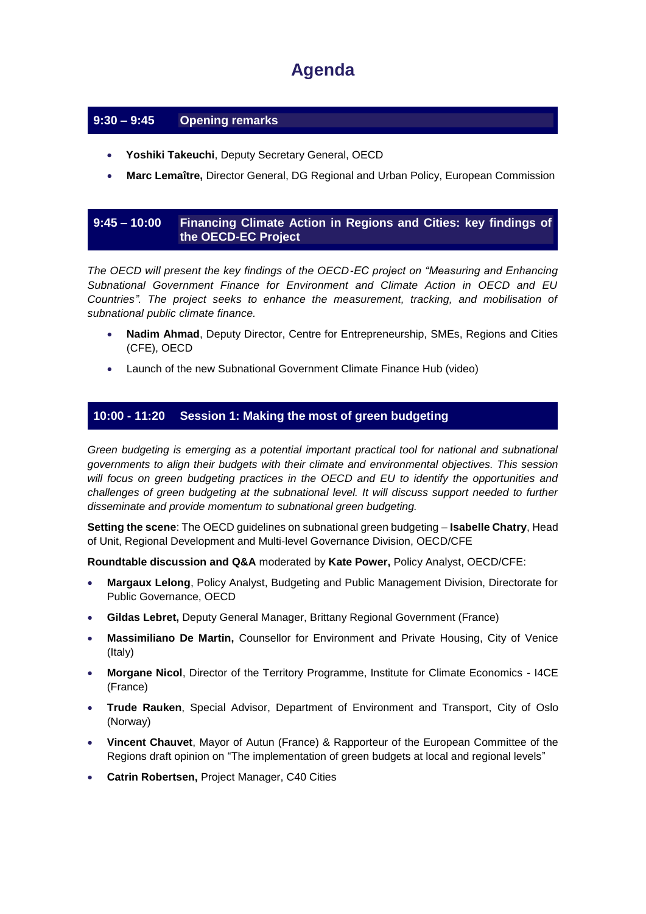# Agenda

## 9:30 – 9:45 Opening remarks

- **Yoshiki Takeuchi**, Deputy Secretary General, OECD
- **Marc Lemaître,** Director General, DG Regional and Urban Policy, European Commission

## 9:45 – 10:00 Financing Climate Action in Regions and Cities: key findings of the OECD-EC Project

*The OECD will present the key findings of the OECD-EC project on "Measuring and Enhancing Subnational Government Finance for Environment and Climate Action in OECD and EU Countries". The project seeks to enhance the measurement, tracking, and mobilisation of subnational public climate finance.*

- **Nadim Ahmad**, Deputy Director, Centre for Entrepreneurship, SMEs, Regions and Cities (CFE), OECD
- Launch of the new Subnational Government Climate Finance Hub (video)

## 10:00 - 11:20 Session 1: Making the most of green budgeting

*Green budgeting is emerging as a potential important practical tool for national and subnational governments to align their budgets with their climate and environmental objectives. This session will focus on green budgeting practices in the OECD and EU to identify the opportunities and challenges of green budgeting at the subnational level. It will discuss support needed to further disseminate and provide momentum to subnational green budgeting.*

**Setting the scene**: The OECD guidelines on subnational green budgeting – **Isabelle Chatry**, Head of Unit, Regional Development and Multi-level Governance Division, OECD/CFE

**Roundtable discussion and Q&A** moderated by **Kate Power,** Policy Analyst, OECD/CFE:

- **Margaux Lelong**, Policy Analyst, Budgeting and Public Management Division, Directorate for Public Governance, OECD
- **Gildas Lebret,** Deputy General Manager, Brittany Regional Government (France)
- **Massimiliano De Martin,** Counsellor for Environment and Private Housing, City of Venice (Italy)
- **Morgane Nicol**, Director of the Territory Programme, Institute for Climate Economics - I4CE (France)
- **Trude Rauken**, Special Advisor, Department of Environment and Transport, City of Oslo (Norway)
- **Vincent Chauvet**, Mayor of Autun (France) & Rapporteur of the European Committee of the Regions draft opinion on "The implementation of green budgets at local and regional levels"
- **Catrin Robertsen,** Project Manager, C40 Cities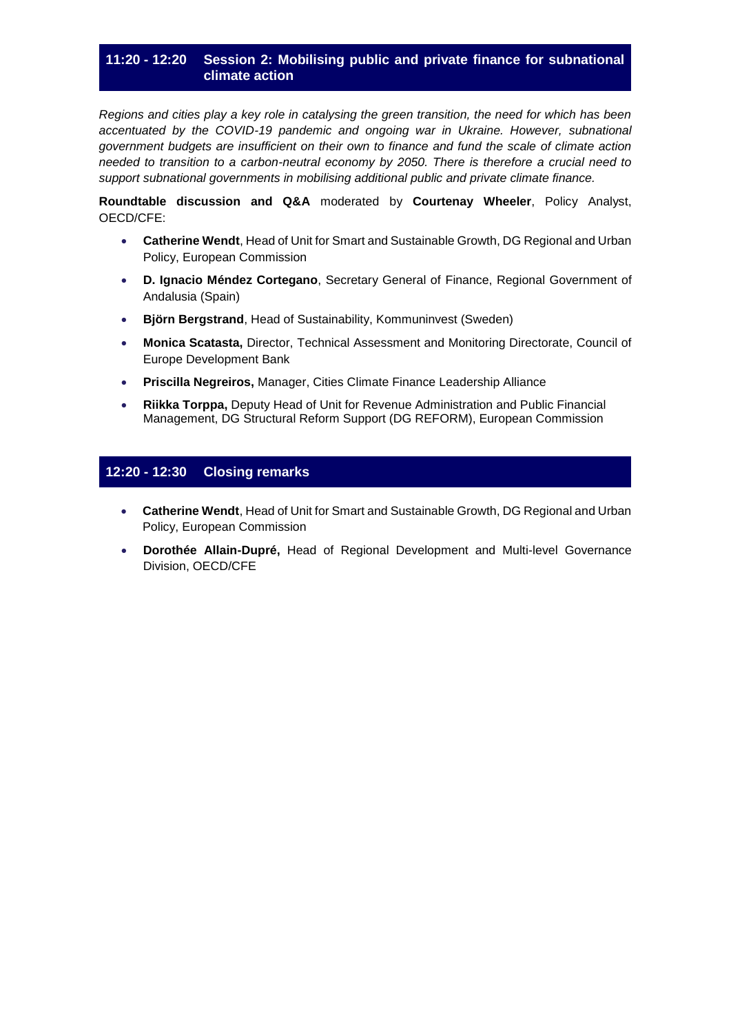## 11:20 - 12:20 Session 2: Mobilising public and private finance for subnational climate action

*Regions and cities play a key role in catalysing the green transition, the need for which has been accentuated by the COVID-19 pandemic and ongoing war in Ukraine. However, subnational government budgets are insufficient on their own to finance and fund the scale of climate action needed to transition to a carbon-neutral economy by 2050. There is therefore a crucial need to support subnational governments in mobilising additional public and private climate finance.*

**Roundtable discussion and Q&A** moderated by **Courtenay Wheeler**, Policy Analyst, OECD/CFE:

- **Catherine Wendt**, Head of Unit for Smart and Sustainable Growth, DG Regional and Urban Policy, European Commission
- **D. Ignacio Méndez Cortegano**, Secretary General of Finance, Regional Government of Andalusia (Spain)
- **Björn Bergstrand**, Head of Sustainability, Kommuninvest (Sweden)
- **Monica Scatasta,** Director, Technical Assessment and Monitoring Directorate, Council of Europe Development Bank
- **Priscilla Negreiros,** Manager, Cities Climate Finance Leadership Alliance
- **Riikka Torppa,** Deputy Head of Unit for Revenue Administration and Public Financial Management, DG Structural Reform Support (DG REFORM), European Commission

## 12:20 - 12:30 Closing remarks

- **Catherine Wendt**, Head of Unit for Smart and Sustainable Growth, DG Regional and Urban Policy, European Commission
- **Dorothée Allain-Dupré,** Head of Regional Development and Multi-level Governance Division, OECD/CFE